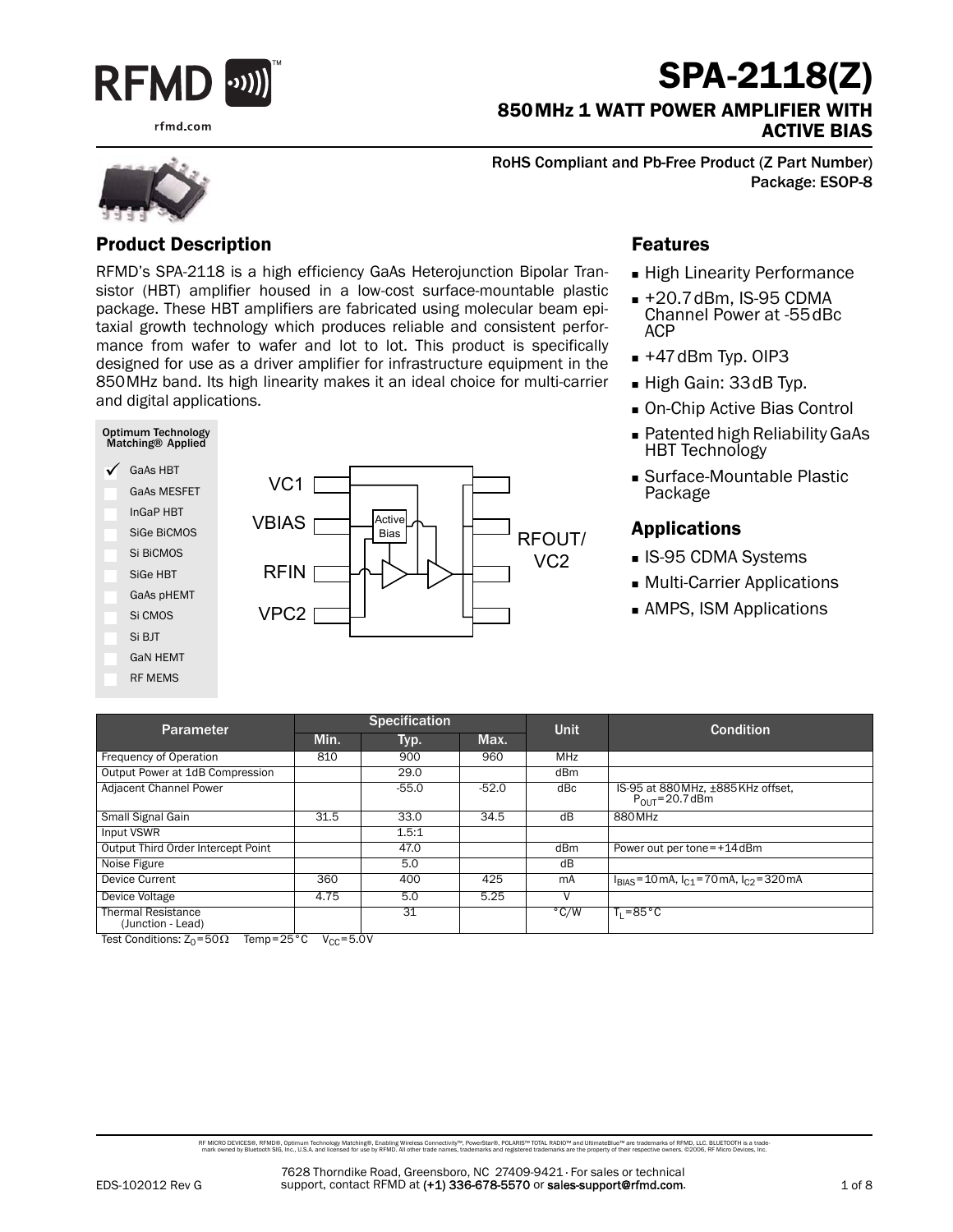# SPA-2118(Z)

## 850 MHz 1 WATT POWER AMPLIFIER WITH ACTIVE BIAS

RoHS Compliant and Pb-Free Product (Z Part Number)
Package: ESOP-8

## Product Description

RFMD's SPA-2118 is a high efficiency GaAs Heterojunction Bipolar Transistor (HBT) amplifier housed in a low-cost surface-mountable plastic package. These HBT amplifiers are fabricated using molecular beam epitaxial growth technology which produces reliable and consistent performance from wafer to wafer and lot to lot. This product is specifically designed for use as a driver amplifier for infrastructure equipment in the 850 MHz band. Its high linearity makes it an ideal choice for multi-carrier and digital applications.

Optimum Technology Matching® Applied

- ✓ GaAs HBT
- GaAs MESFET
- InGaP HBT
- SiGe BiCMOS
- Si BiCMOS
- SiGe HBT
- GaAs pHEMT
- Si CMOS
- Si BJT
- GaN HEMT
- RF MEMS

VC1, VBIAS, RFIN, VPC2, Active Bias, RFOUT/VC2

## Features

- High Linearity Performance
- +20.7 dBm, IS-95 CDMA Channel Power at -55 dBc ACP
- +47 dBm Typ. OIP3
- High Gain: 33 dB Typ.
- On-Chip Active Bias Control
- Patented high Reliability GaAs HBT Technology
- Surface-Mountable Plastic Package

## Applications

- IS-95 CDMA Systems
- Multi-Carrier Applications
- AMPS, ISM Applications

| Parameter | Specification | | | Unit | Condition |
|---|---|---|---|---|---|
| | Min. | Typ. | Max. | | |
| Frequency of Operation | 810 | 900 | 960 | MHz | |
| Output Power at 1dB Compression | | 29.0 | | dBm | |
| Adjacent Channel Power | | -55.0 | -52.0 | dBc | IS-95 at 880 MHz, ±885 KHz offset, $P_{OUT}$ = 20.7 dBm |
| Small Signal Gain | 31.5 | 33.0 | 34.5 | dB | 880 MHz |
| Input VSWR | | 1.5:1 | | | |
| Output Third Order Intercept Point | | 47.0 | | dBm | Power out per tone = +14 dBm |
| Noise Figure | | 5.0 | | dB | |
| Device Current | 360 | 400 | 425 | mA | $I_{BIAS}$ = 10 mA, $I_{C1}$ = 70 mA, $I_{C2}$ = 320 mA |
| Device Voltage | 4.75 | 5.0 | 5.25 | V | |
| Thermal Resistance (Junction - Lead) | | 31 | | °C/W | $T_L$ = 85 °C |

Test Conditions: $Z_0$ = 50 Ω  Temp = 25 °C  $V_{CC}$ = 5.0 V

RF MICRO DEVICES®, RFMD®, Optimum Technology Matching®, Enabling Wireless Connectivity™, PowerStar®, POLARIS™ TOTAL RADIO™ and UltimateBlue™ are trademarks of RFMD, LLC. BLUETOOTH is a trademark owned by Bluetooth SIG, Inc., U.S.A. and licensed for use by RFMD. All other trade names, trademarks and registered trademarks are the property of their respective owners. ©2006, RF Micro Devices, Inc.

EDS-102012 Rev G

7628 Thorndike Road, Greensboro, NC 27409-9421 · For sales or technical support, contact RFMD at (+1) 336-678-5570 or sales-support@rfmd.com.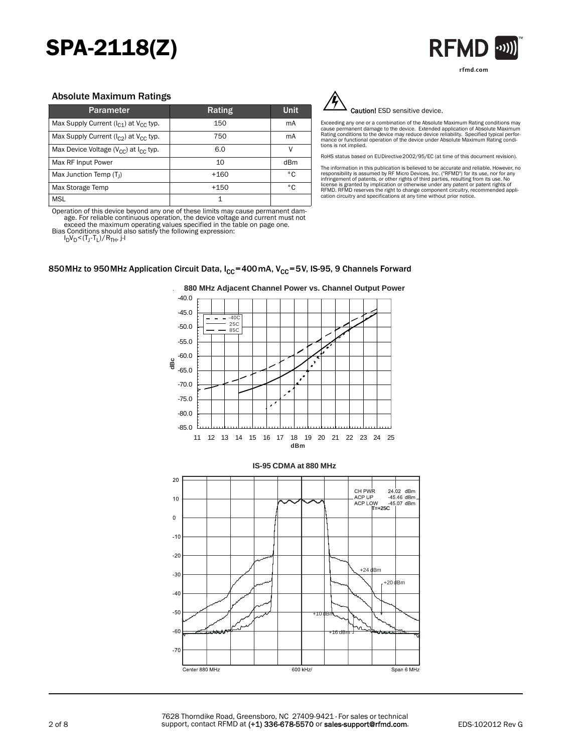## Absolute Maximum Ratings

| Parameter | Rating | Unit |
|---|---|---|
| Max Supply Current ($I_{C1}$) at $V_{CC}$ typ. | 150 | mA |
| Max Supply Current ($I_{C2}$) at $V_{CC}$ typ. | 750 | mA |
| Max Device Voltage ($V_{CC}$) at $I_{CC}$ typ. | 6.0 | V |
| Max RF Input Power | 10 | dBm |
| Max Junction Temp ($T_J$) | +160 | °C |
| Max Storage Temp | +150 | °C |
| MSL | 1 | |

Operation of this device beyond any one of these limits may cause permanent damage. For reliable continuous operation, the device voltage and current must not exceed the maximum operating values specified in the table on page one.

Bias Conditions should also satisfy the following expression:

$I_D V_D < (T_J - T_L) / R_{TH}$, j-l

**Caution!** ESD sensitive device.

Exceeding any one or a combination of the Absolute Maximum Rating conditions may cause permanent damage to the device. Extended application of Absolute Maximum Rating conditions to the device may reduce device reliability. Specified typical performance or functional operation of the device under Absolute Maximum Rating conditions is not implied.

RoHS status based on EUDirective2002/95/EC (at time of this document revision).

The information in this publication is believed to be accurate and reliable. However, no responsibility is assumed by RF Micro Devices, Inc. ("RFMD") for its use, nor for any infringement of patents, or other rights of third parties, resulting from its use. No license is granted by implication or otherwise under any patent or patent rights of RFMD. RFMD reserves the right to change component circuitry, recommended application circuitry and specifications at any time without prior notice.

## 850MHz to 950MHz Application Circuit Data, $I_{CC}$=400mA, $V_{CC}$=5V, IS-95, 9 Channels Forward

**880 MHz Adjacent Channel Power vs. Channel Output Power**

**IS-95 CDMA at 880 MHz**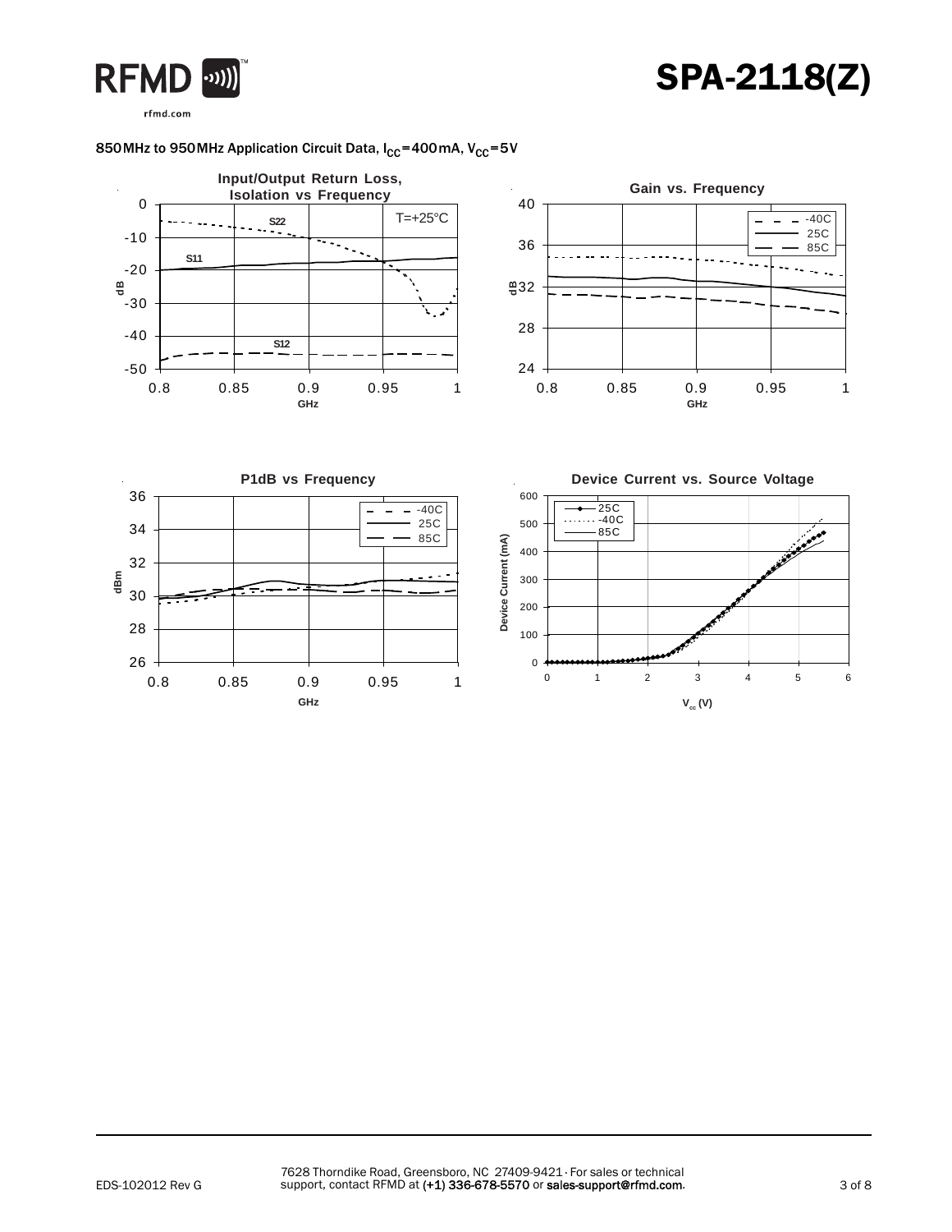850MHz to 950MHz Application Circuit Data, $I_{CC}$=400mA, $V_{CC}$=5V

**Input/Output Return Loss, Isolation vs Frequency**

T=+25°C

S22

S11

S12

dB: 0, -10, -20, -30, -40, -50

GHz: 0.8, 0.85, 0.9, 0.95, 1

**Gain vs. Frequency**

-40C
25C
85C

dB: 40, 36, 32, 28, 24

GHz: 0.8, 0.85, 0.9, 0.95, 1

**P1dB vs Frequency**

-40C
25C
85C

dBm: 36, 34, 32, 30, 28, 26

GHz: 0.8, 0.85, 0.9, 0.95, 1

**Device Current vs. Source Voltage**

25C
-40C
85C

Device Current (mA): 600, 500, 400, 300, 200, 100, 0

$V_{cc}$ (V): 0, 1, 2, 3, 4, 5, 6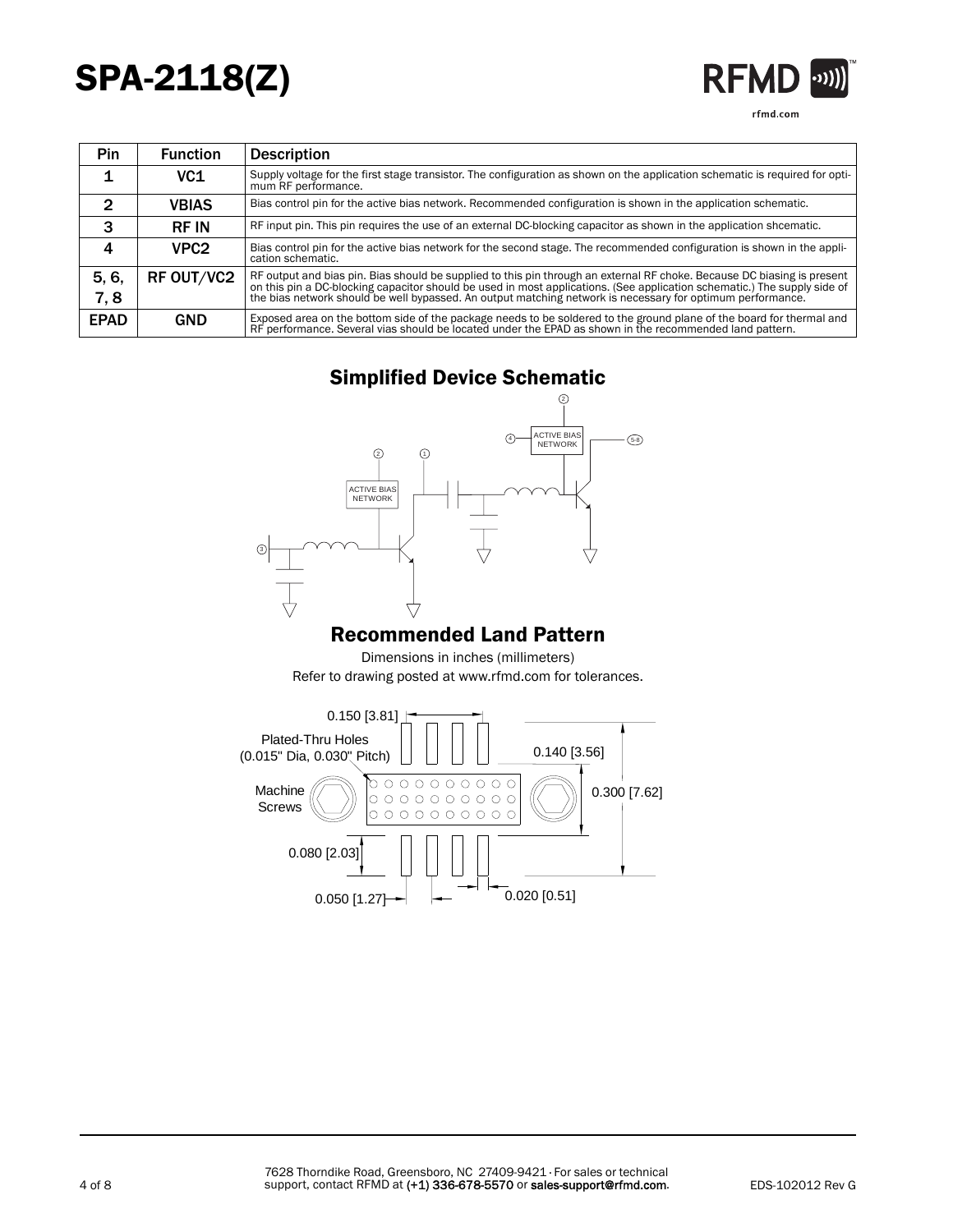| Pin | Function | Description |
|---|---|---|
| 1 | VC1 | Supply voltage for the first stage transistor. The configuration as shown on the application schematic is required for optimum RF performance. |
| 2 | VBIAS | Bias control pin for the active bias network. Recommended configuration is shown in the application schematic. |
| 3 | RF IN | RF input pin. This pin requires the use of an external DC-blocking capacitor as shown in the application shcematic. |
| 4 | VPC2 | Bias control pin for the active bias network for the second stage. The recommended configuration is shown in the application schematic. |
| 5, 6, 7, 8 | RF OUT/VC2 | RF output and bias pin. Bias should be supplied to this pin through an external RF choke. Because DC biasing is present on this pin a DC-blocking capacitor should be used in most applications. (See application schematic.) The supply side of the bias network should be well bypassed. An output matching network is necessary for optimum performance. |
| EPAD | GND | Exposed area on the bottom side of the package needs to be soldered to the ground plane of the board for thermal and RF performance. Several vias should be located under the EPAD as shown in the recommended land pattern. |

## Simplified Device Schematic

## Recommended Land Pattern

Dimensions in inches (millimeters)

Refer to drawing posted at www.rfmd.com for tolerances.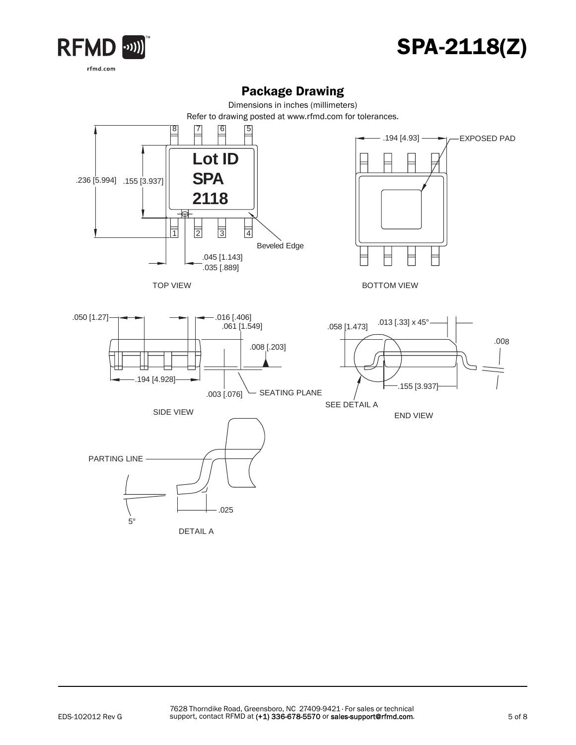## Package Drawing

Dimensions in inches (millimeters)

Refer to drawing posted at www.rfmd.com for tolerances.

TOP VIEW

.236 [5.994] .155 [3.937]

Lot ID
SPA
2118

Beveled Edge

.045 [1.143]
.035 [.889]

BOTTOM VIEW

.194 [4.93]

EXPOSED PAD

SIDE VIEW

.050 [1.27]

.016 [.406]
.061 [1.549]

.008 [.203]

.194 [4.928]

.003 [.076]

SEATING PLANE

END VIEW

.058 [1.473]

.013 [.33] x 45°

.008

.155 [3.937]

SEE DETAIL A

DETAIL A

PARTING LINE

5°

.025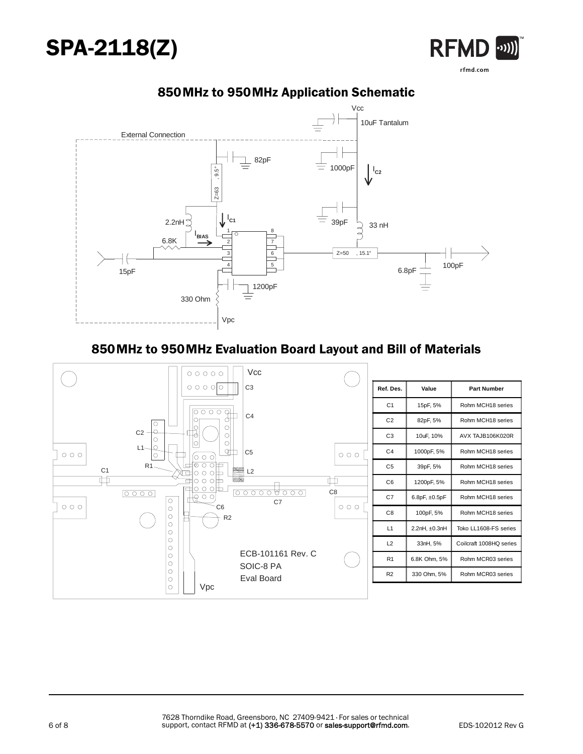## 850MHz to 950MHz Application Schematic

## 850MHz to 950MHz Evaluation Board Layout and Bill of Materials

| Ref. Des. | Value | Part Number |
|---|---|---|
| C1 | 15pF, 5% | Rohm MCH18 series |
| C2 | 82pF, 5% | Rohm MCH18 series |
| C3 | 10uF, 10% | AVX TAJB106K020R |
| C4 | 1000pF, 5% | Rohm MCH18 series |
| C5 | 39pF, 5% | Rohm MCH18 series |
| C6 | 1200pF, 5% | Rohm MCH18 series |
| C7 | 6.8pF, ±0.5pF | Rohm MCH18 series |
| C8 | 100pF, 5% | Rohm MCH18 series |
| L1 | 2.2nH, ±0.3nH | Toko LL1608-FS series |
| L2 | 33nH, 5% | Coilcraft 1008HQ series |
| R1 | 6.8K Ohm, 5% | Rohm MCR03 series |
| R2 | 330 Ohm, 5% | Rohm MCR03 series |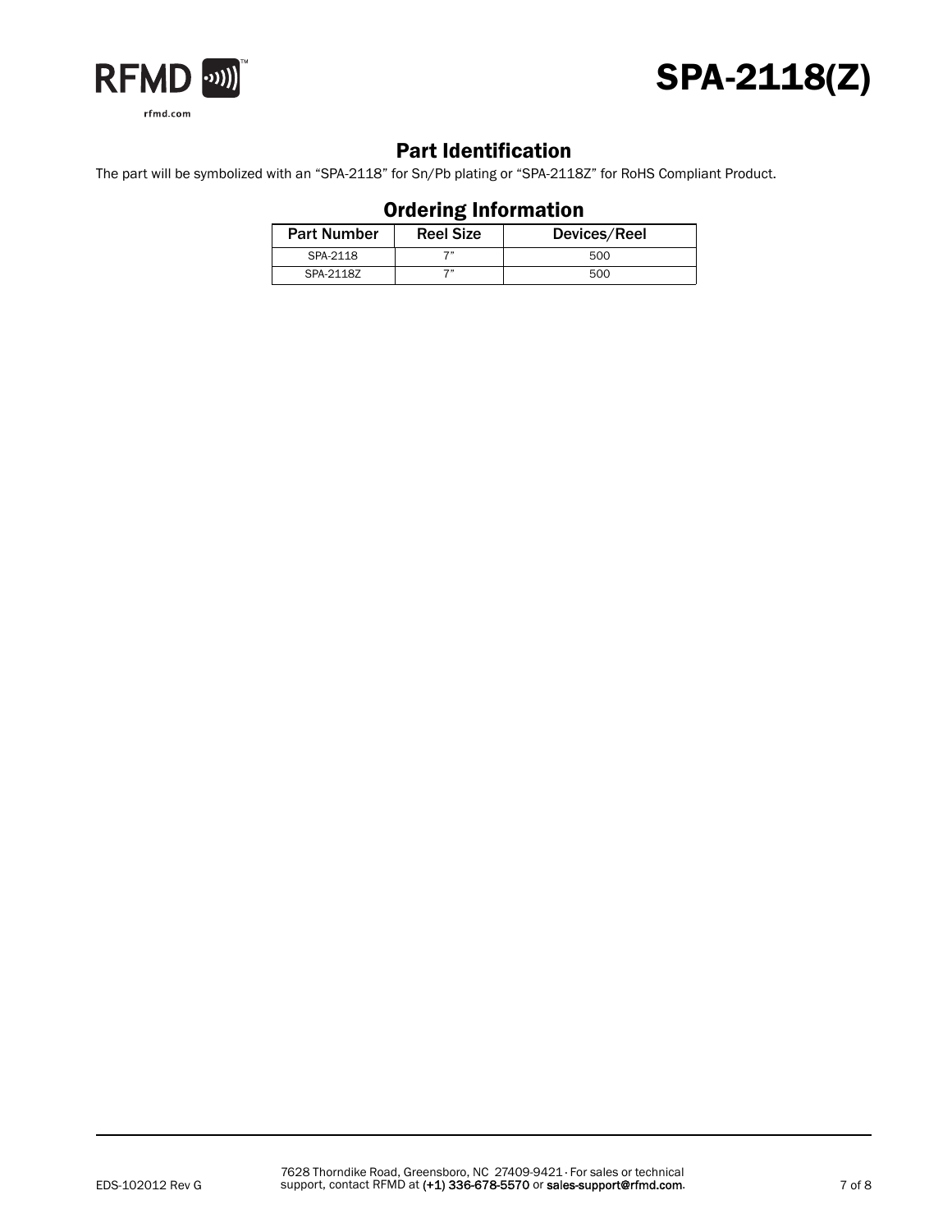## Part Identification

The part will be symbolized with an "SPA-2118" for Sn/Pb plating or "SPA-2118Z" for RoHS Compliant Product.

## Ordering Information

| Part Number | Reel Size | Devices/Reel |
|---|---|---|
| SPA-2118 | 7" | 500 |
| SPA-2118Z | 7" | 500 |